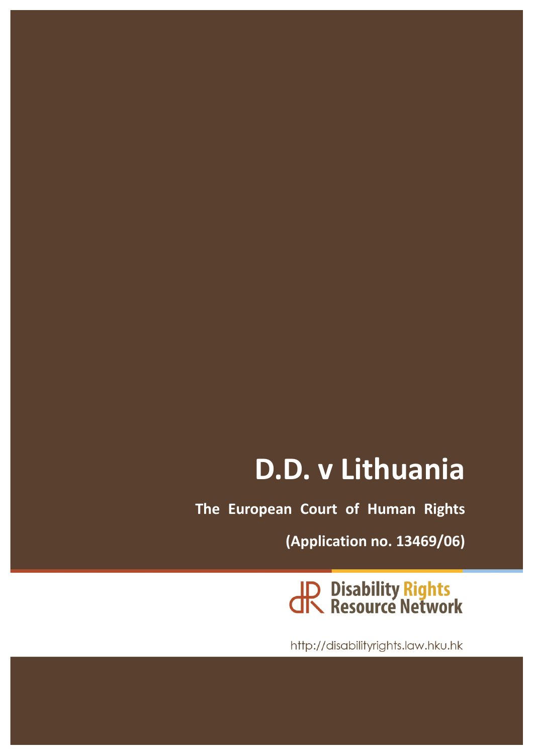# D.D. v Lithuania

**The European Court of Human Rights**

**(Application no. 13469/06)**

Disability Rights Resource Network

http://disabilityrights.law.hku.hk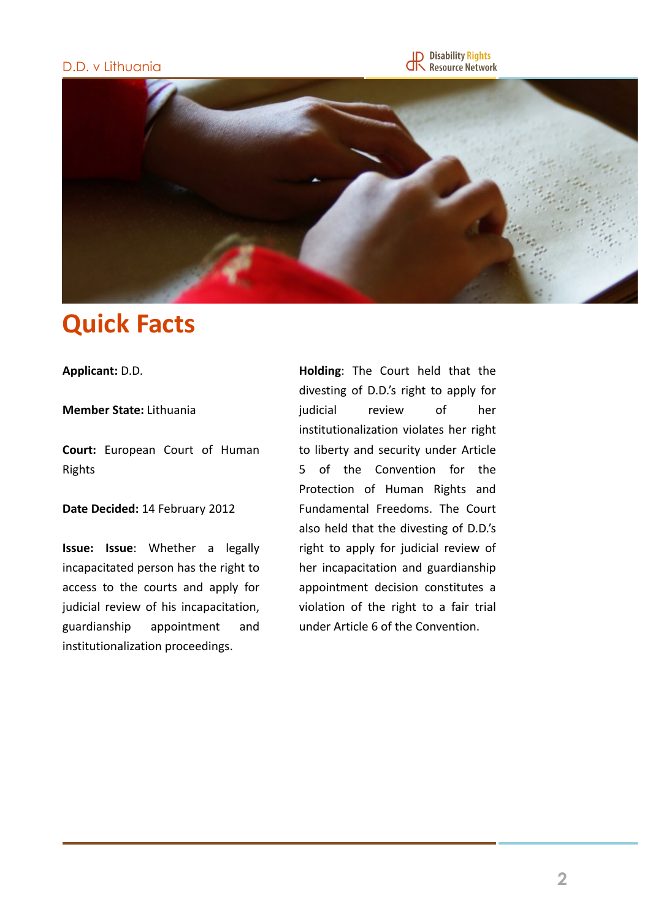# Quick Facts

**Applicant:** D.D.

**Member State:** Lithuania

**Court:** European Court of Human Rights

**Date Decided:** 14 February 2012

**Issue: Issue**: Whether a legally incapacitated person has the right to access to the courts and apply for judicial review of his incapacitation, guardianship appointment and institutionalization proceedings.

**Holding**: The Court held that the divesting of D.D.'s right to apply for judicial review of her institutionalization violates her right to liberty and security under Article 5 of the Convention for the Protection of Human Rights and Fundamental Freedoms. The Court also held that the divesting of D.D.'s right to apply for judicial review of her incapacitation and guardianship appointment decision constitutes a violation of the right to a fair trial under Article 6 of the Convention.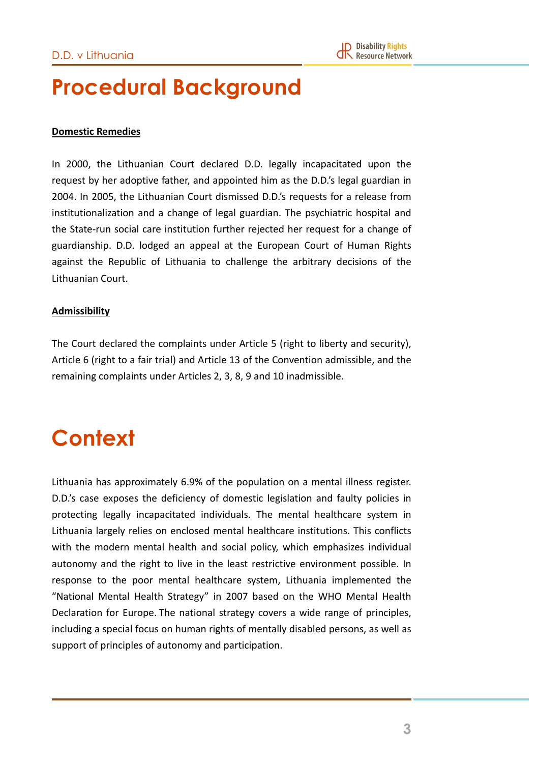# Procedural Background

**Domestic Remedies**

In 2000, the Lithuanian Court declared D.D. legally incapacitated upon the request by her adoptive father, and appointed him as the D.D.'s legal guardian in 2004. In 2005, the Lithuanian Court dismissed D.D.'s requests for a release from institutionalization and a change of legal guardian. The psychiatric hospital and the State-run social care institution further rejected her request for a change of guardianship. D.D. lodged an appeal at the European Court of Human Rights against the Republic of Lithuania to challenge the arbitrary decisions of the Lithuanian Court.

**Admissibility**

The Court declared the complaints under Article 5 (right to liberty and security), Article 6 (right to a fair trial) and Article 13 of the Convention admissible, and the remaining complaints under Articles 2, 3, 8, 9 and 10 inadmissible.

# Context

Lithuania has approximately 6.9% of the population on a mental illness register. D.D.'s case exposes the deficiency of domestic legislation and faulty policies in protecting legally incapacitated individuals. The mental healthcare system in Lithuania largely relies on enclosed mental healthcare institutions. This conflicts with the modern mental health and social policy, which emphasizes individual autonomy and the right to live in the least restrictive environment possible. In response to the poor mental healthcare system, Lithuania implemented the "National Mental Health Strategy" in 2007 based on the WHO Mental Health Declaration for Europe. The national strategy covers a wide range of principles, including a special focus on human rights of mentally disabled persons, as well as support of principles of autonomy and participation.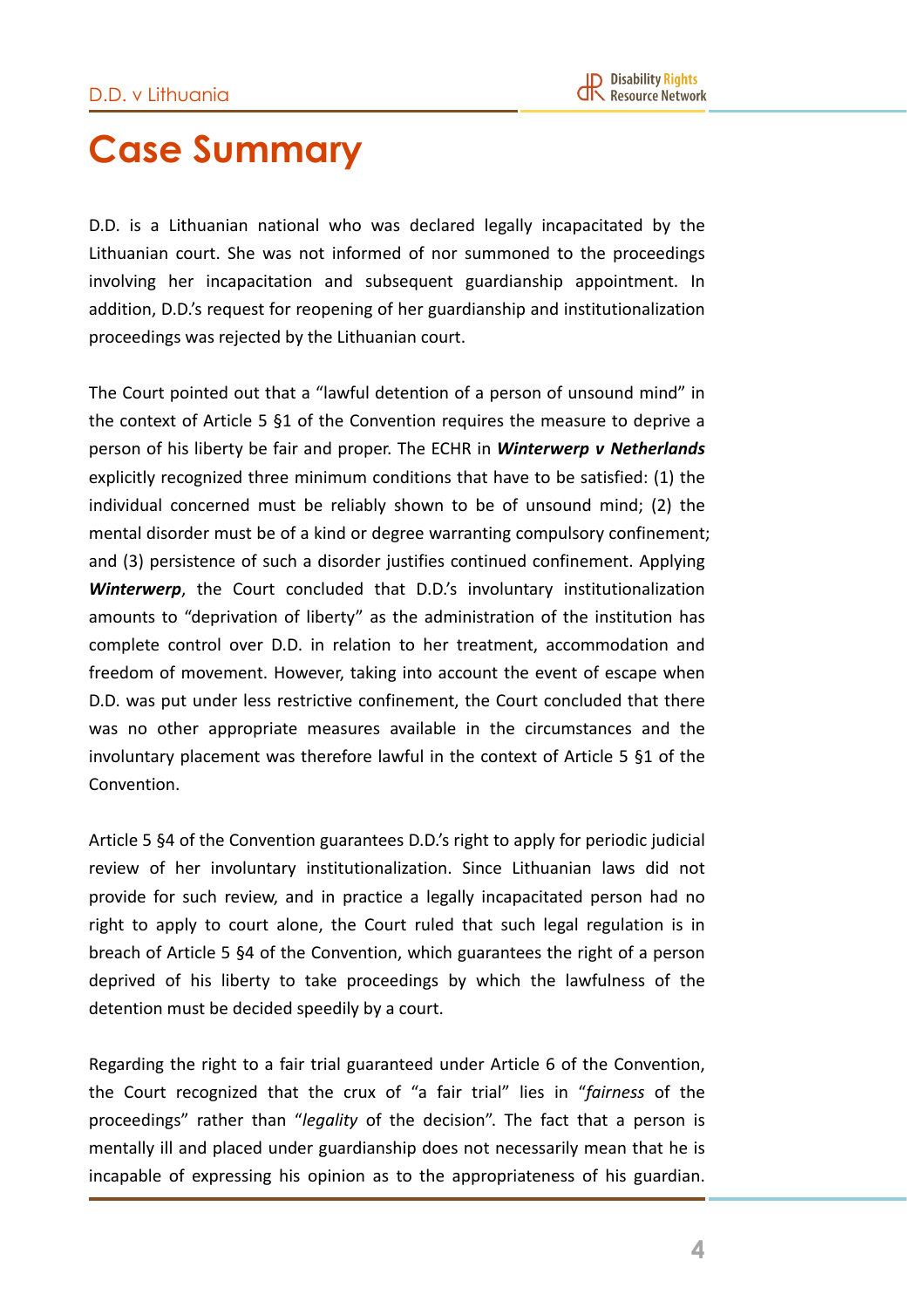# Case Summary

D.D. is a Lithuanian national who was declared legally incapacitated by the Lithuanian court. She was not informed of nor summoned to the proceedings involving her incapacitation and subsequent guardianship appointment. In addition, D.D.'s request for reopening of her guardianship and institutionalization proceedings was rejected by the Lithuanian court.

The Court pointed out that a "lawful detention of a person of unsound mind" in the context of Article 5 §1 of the Convention requires the measure to deprive a person of his liberty be fair and proper. The ECHR in ***Winterwerp v Netherlands*** explicitly recognized three minimum conditions that have to be satisfied: (1) the individual concerned must be reliably shown to be of unsound mind; (2) the mental disorder must be of a kind or degree warranting compulsory confinement; and (3) persistence of such a disorder justifies continued confinement. Applying ***Winterwerp***, the Court concluded that D.D.'s involuntary institutionalization amounts to "deprivation of liberty" as the administration of the institution has complete control over D.D. in relation to her treatment, accommodation and freedom of movement. However, taking into account the event of escape when D.D. was put under less restrictive confinement, the Court concluded that there was no other appropriate measures available in the circumstances and the involuntary placement was therefore lawful in the context of Article 5 §1 of the Convention.

Article 5 §4 of the Convention guarantees D.D.'s right to apply for periodic judicial review of her involuntary institutionalization. Since Lithuanian laws did not provide for such review, and in practice a legally incapacitated person had no right to apply to court alone, the Court ruled that such legal regulation is in breach of Article 5 §4 of the Convention, which guarantees the right of a person deprived of his liberty to take proceedings by which the lawfulness of the detention must be decided speedily by a court.

Regarding the right to a fair trial guaranteed under Article 6 of the Convention, the Court recognized that the crux of "a fair trial" lies in "*fairness* of the proceedings" rather than "*legality* of the decision". The fact that a person is mentally ill and placed under guardianship does not necessarily mean that he is incapable of expressing his opinion as to the appropriateness of his guardian.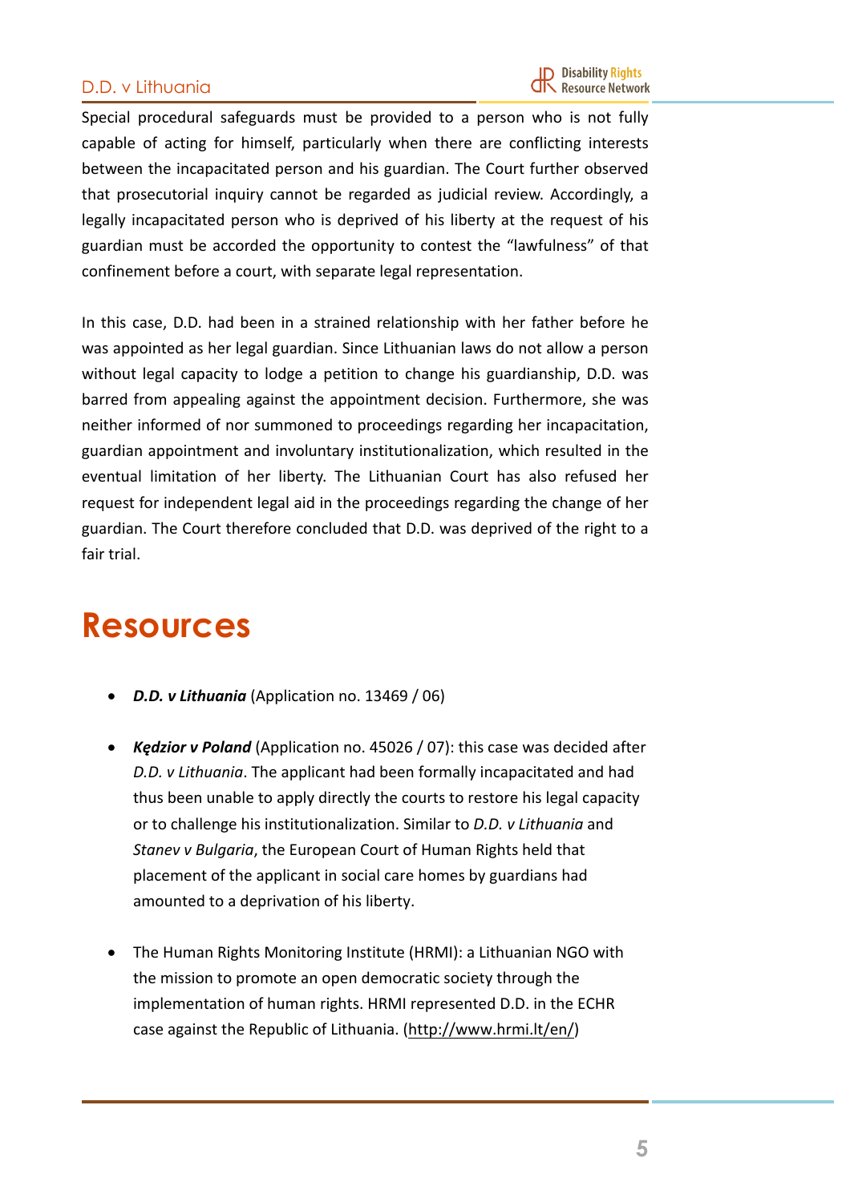Special procedural safeguards must be provided to a person who is not fully capable of acting for himself, particularly when there are conflicting interests between the incapacitated person and his guardian. The Court further observed that prosecutorial inquiry cannot be regarded as judicial review. Accordingly, a legally incapacitated person who is deprived of his liberty at the request of his guardian must be accorded the opportunity to contest the "lawfulness" of that confinement before a court, with separate legal representation.

In this case, D.D. had been in a strained relationship with her father before he was appointed as her legal guardian. Since Lithuanian laws do not allow a person without legal capacity to lodge a petition to change his guardianship, D.D. was barred from appealing against the appointment decision. Furthermore, she was neither informed of nor summoned to proceedings regarding her incapacitation, guardian appointment and involuntary institutionalization, which resulted in the eventual limitation of her liberty. The Lithuanian Court has also refused her request for independent legal aid in the proceedings regarding the change of her guardian. The Court therefore concluded that D.D. was deprived of the right to a fair trial.

# Resources

- ***D.D. v Lithuania*** (Application no. 13469 / 06)

- ***Kędzior v Poland*** (Application no. 45026 / 07): this case was decided after *D.D. v Lithuania*. The applicant had been formally incapacitated and had thus been unable to apply directly the courts to restore his legal capacity or to challenge his institutionalization. Similar to *D.D. v Lithuania* and *Stanev v Bulgaria*, the European Court of Human Rights held that placement of the applicant in social care homes by guardians had amounted to a deprivation of his liberty.

- The Human Rights Monitoring Institute (HRMI): a Lithuanian NGO with the mission to promote an open democratic society through the implementation of human rights. HRMI represented D.D. in the ECHR case against the Republic of Lithuania. (http://www.hrmi.lt/en/)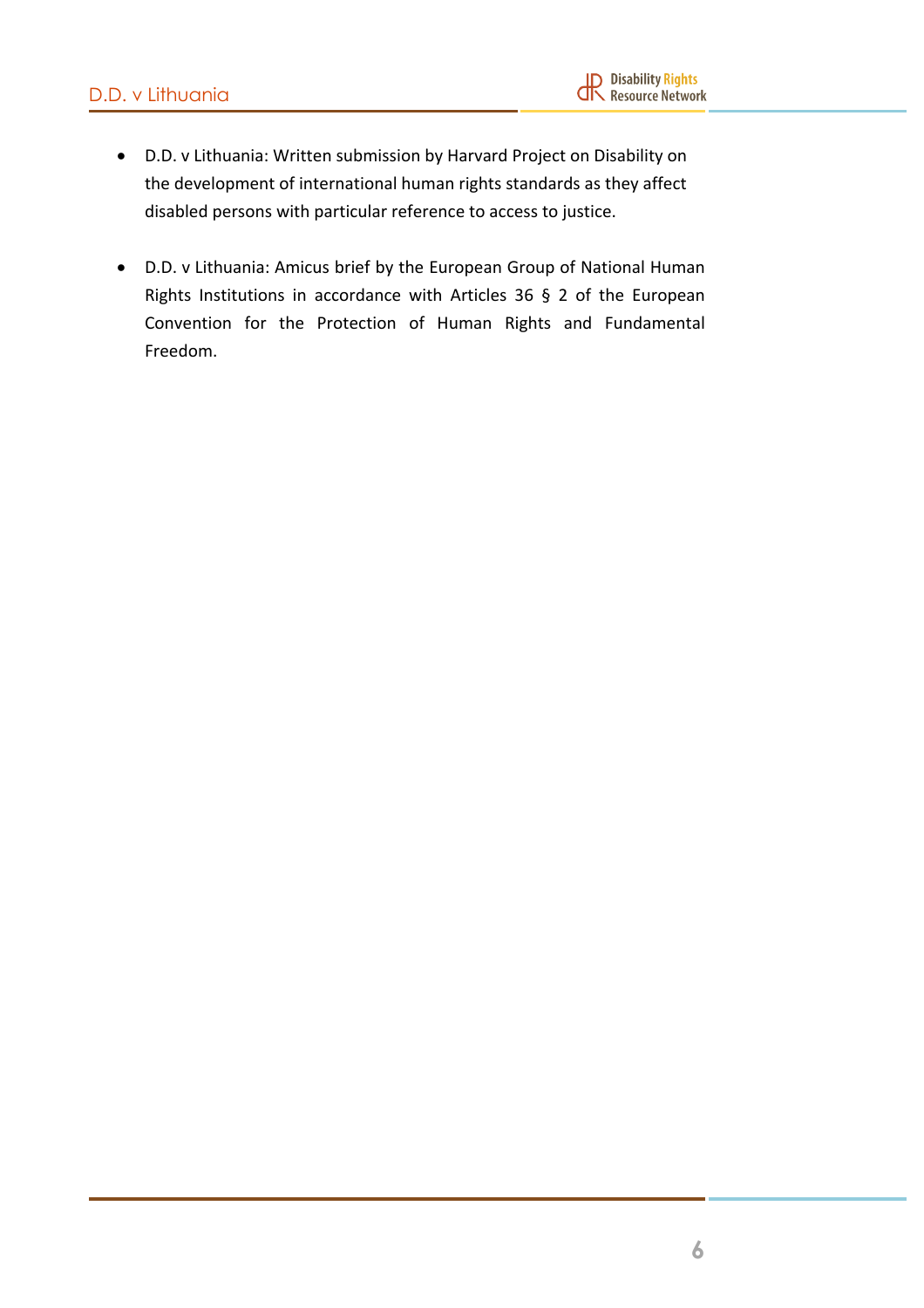- D.D. v Lithuania: Written submission by Harvard Project on Disability on the development of international human rights standards as they affect disabled persons with particular reference to access to justice.

- D.D. v Lithuania: Amicus brief by the European Group of National Human Rights Institutions in accordance with Articles 36 § 2 of the European Convention for the Protection of Human Rights and Fundamental Freedom.